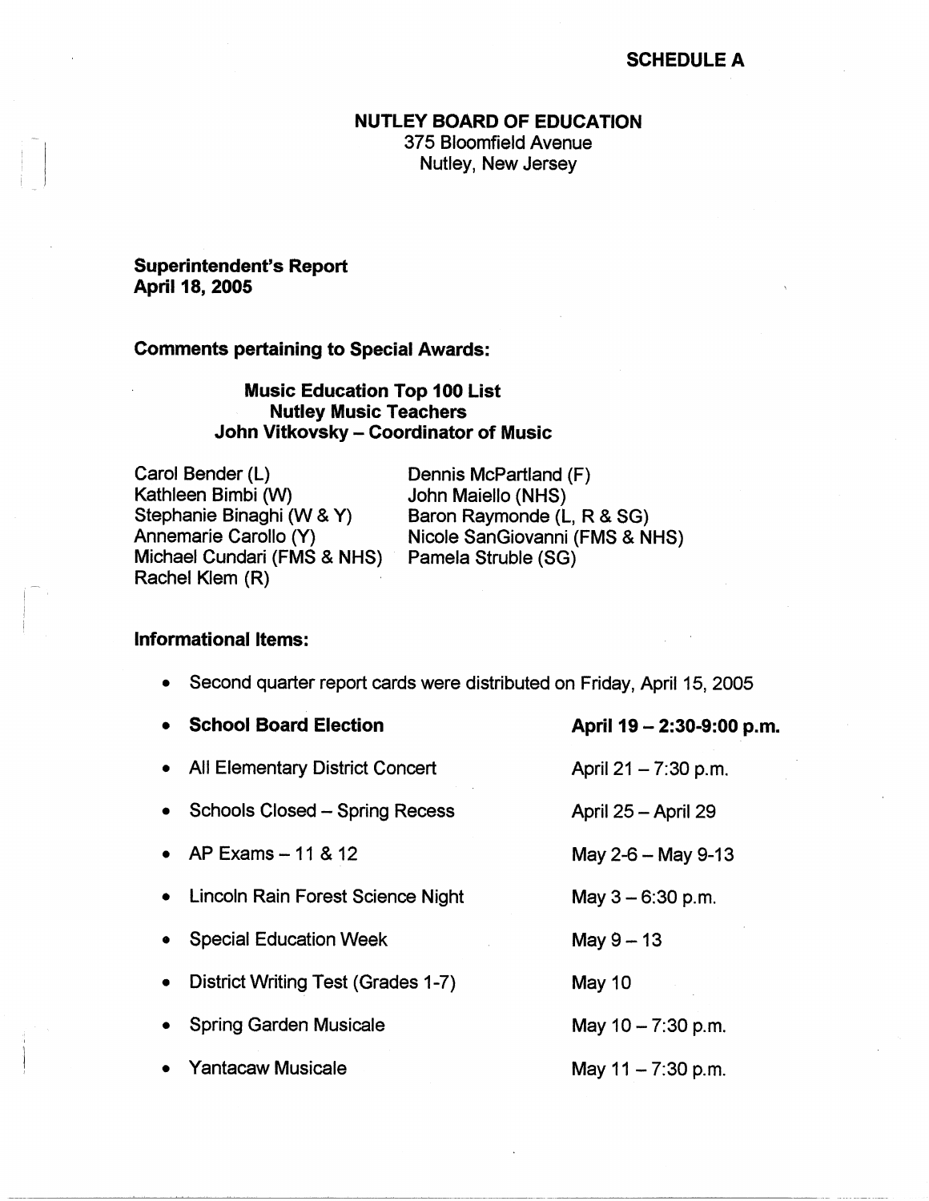**SCHEDULE A**

# NUTLEY BOARD OF EDUCATION

375 Bloomfield Avenue
Nutley, New Jersey

**Superintendent's Report**
**April 18, 2005**

## Comments pertaining to Special Awards:

**Music Education Top 100 List**
**Nutley Music Teachers**
**John Vitkovsky – Coordinator of Music**

Carol Bender (L)
Kathleen Bimbi (W)
Stephanie Binaghi (W & Y)
Annemarie Carollo (Y)
Michael Cundari (FMS & NHS)
Rachel Klem (R)
Dennis McPartland (F)
John Maiello (NHS)
Baron Raymonde (L, R & SG)
Nicole SanGiovanni (FMS & NHS)
Pamela Struble (SG)

## Informational Items:

- Second quarter report cards were distributed on Friday, April 15, 2005
- **School Board Election** — **April 19 – 2:30-9:00 p.m.**
- All Elementary District Concert — April 21 – 7:30 p.m.
- Schools Closed – Spring Recess — April 25 – April 29
- AP Exams – 11 & 12 — May 2-6 – May 9-13
- Lincoln Rain Forest Science Night — May 3 – 6:30 p.m.
- Special Education Week — May 9 – 13
- District Writing Test (Grades 1-7) — May 10
- Spring Garden Musicale — May 10 – 7:30 p.m.
- Yantacaw Musicale — May 11 – 7:30 p.m.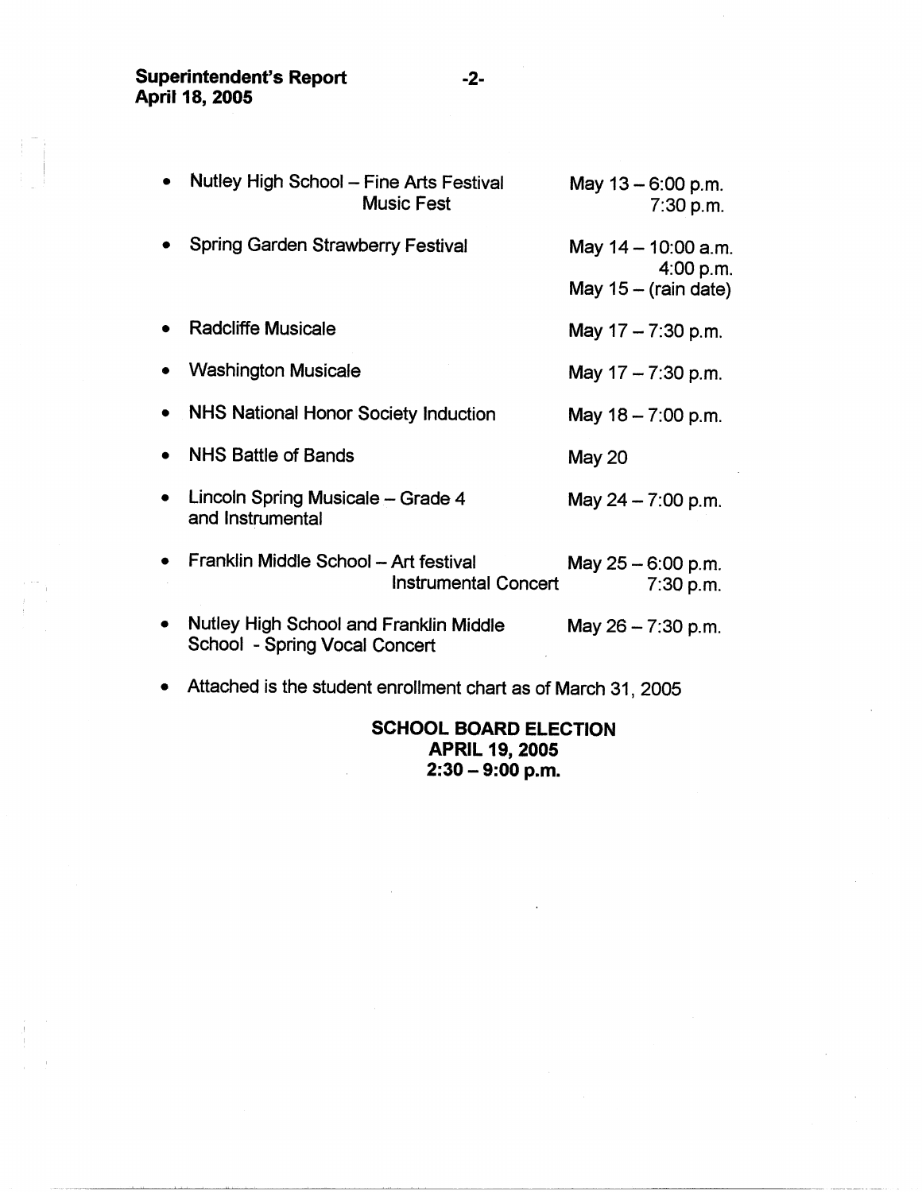- Nutley High School – Fine Arts Festival — May 13 – 6:00 p.m.
  Music Fest — 7:30 p.m.
- Spring Garden Strawberry Festival — May 14 – 10:00 a.m. / 4:00 p.m.
  May 15 – (rain date)
- Radcliffe Musicale — May 17 – 7:30 p.m.
- Washington Musicale — May 17 – 7:30 p.m.
- NHS National Honor Society Induction — May 18 – 7:00 p.m.
- NHS Battle of Bands — May 20
- Lincoln Spring Musicale – Grade 4 and Instrumental — May 24 – 7:00 p.m.
- Franklin Middle School – Art festival — May 25 – 6:00 p.m.
  Instrumental Concert — 7:30 p.m.
- Nutley High School and Franklin Middle School - Spring Vocal Concert — May 26 – 7:30 p.m.
- Attached is the student enrollment chart as of March 31, 2005

**SCHOOL BOARD ELECTION**
**APRIL 19, 2005**
**2:30 – 9:00 p.m.**